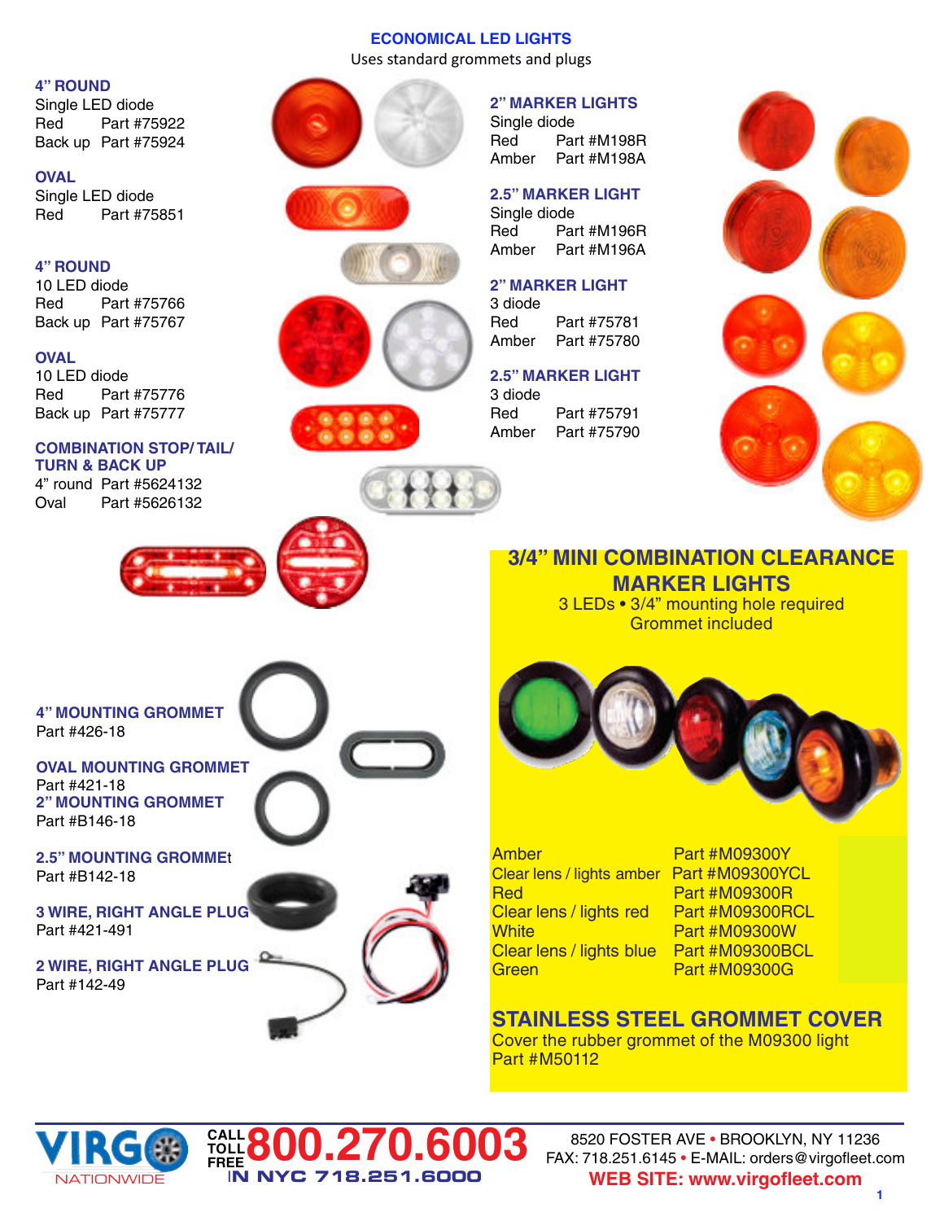# ECONOMICAL LED LIGHTS

Uses standard grommets and plugs

### 4" ROUND

Single LED diode

Red Part #75922

Back up Part #75924

### OVAL

Single LED diode

Red Part #75851

### 4" ROUND

10 LED diode

Red Part #75766

Back up Part #75767

### OVAL

10 LED diode

Red Part #75776

Back up Part #75777

### COMBINATION STOP/ TAIL/ TURN & BACK UP

4" round Part #5624132

Oval Part #5626132

### 2" MARKER LIGHTS

Single diode

Red Part #M198R

Amber Part #M198A

### 2.5" MARKER LIGHT

Single diode

Red Part #M196R

Amber Part #M196A

### 2" MARKER LIGHT

3 diode

Red Part #75781

Amber Part #75780

### 2.5" MARKER LIGHT

3 diode

Red Part #75791

Amber Part #75790

### 4" MOUNTING GROMMET

Part #426-18

### OVAL MOUNTING GROMMET

Part #421-18

### 2" MOUNTING GROMMET

Part #B146-18

### 2.5" MOUNTING GROMMEt

Part #B142-18

### 3 WIRE, RIGHT ANGLE PLUG

Part #421-491

### 2 WIRE, RIGHT ANGLE PLUG

Part #142-49

## 3/4" MINI COMBINATION CLEARANCE MARKER LIGHTS

3 LEDs • 3/4" mounting hole required

Grommet included

| | |
|---|---|
| Amber | Part #M09300Y |
| Clear lens / lights amber | Part #M09300YCL |
| Red | Part #M09300R |
| Clear lens / lights red | Part #M09300RCL |
| White | Part #M09300W |
| Clear lens / lights blue | Part #M09300BCL |
| Green | Part #M09300G |

## STAINLESS STEEL GROMMET COVER

Cover the rubber grommet of the M09300 light

Part #M50112

VIRGO NATIONWIDE

CALL TOLL FREE 800.270.6003

IN NYC 718.251.6000

8520 FOSTER AVE • BROOKLYN, NY 11236

FAX: 718.251.6145 • E-MAIL: orders@virgofleet.com

WEB SITE: www.virgofleet.com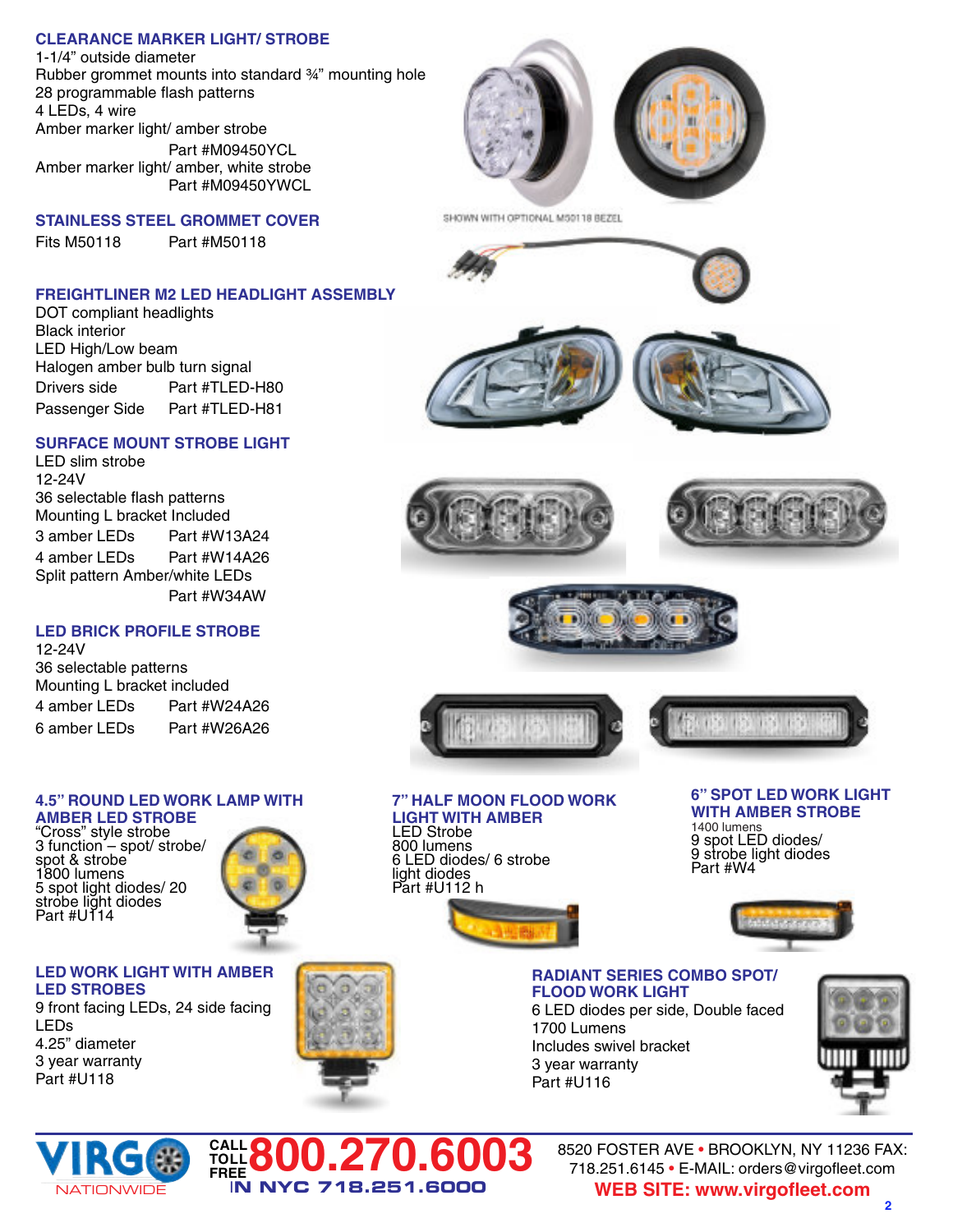## CLEARANCE MARKER LIGHT/ STROBE

1-1/4" outside diameter
Rubber grommet mounts into standard ¾" mounting hole
28 programmable flash patterns
4 LEDs, 4 wire
Amber marker light/ amber strobe
Part #M09450YCL
Amber marker light/ amber, white strobe
Part #M09450YWCL

SHOWN WITH OPTIONAL M50118 BEZEL

## STAINLESS STEEL GROMMET COVER

Fits M50118 Part #M50118

## FREIGHTLINER M2 LED HEADLIGHT ASSEMBLY

DOT compliant headlights
Black interior
LED High/Low beam
Halogen amber bulb turn signal
Drivers side Part #TLED-H80
Passenger Side Part #TLED-H81

## SURFACE MOUNT STROBE LIGHT

LED slim strobe
12-24V
36 selectable flash patterns
Mounting L bracket Included
3 amber LEDs Part #W13A24
4 amber LEDs Part #W14A26
Split pattern Amber/white LEDs
Part #W34AW

## LED BRICK PROFILE STROBE

12-24V
36 selectable patterns
Mounting L bracket included
4 amber LEDs Part #W24A26
6 amber LEDs Part #W26A26

## 4.5" ROUND LED WORK LAMP WITH AMBER LED STROBE

"Cross" style strobe
3 function – spot/ strobe/ spot & strobe
1800 lumens
5 spot light diodes/ 20 strobe light diodes
Part #U114

## 7" HALF MOON FLOOD WORK LIGHT WITH AMBER

LED Strobe
800 lumens
6 LED diodes/ 6 strobe light diodes
Part #U112 h

## 6" SPOT LED WORK LIGHT WITH AMBER STROBE

1400 lumens
9 spot LED diodes/ 9 strobe light diodes
Part #W4

## LED WORK LIGHT WITH AMBER LED STROBES

9 front facing LEDs, 24 side facing LEDs
4.25" diameter
3 year warranty
Part #U118

## RADIANT SERIES COMBO SPOT/ FLOOD WORK LIGHT

6 LED diodes per side, Double faced
1700 Lumens
Includes swivel bracket
3 year warranty
Part #U116

VIRGO NATIONWIDE

CALL TOLL FREE 800.270.6003
IN NYC 718.251.6000

8520 FOSTER AVE • BROOKLYN, NY 11236 FAX: 718.251.6145 • E-MAIL: orders@virgofleet.com
WEB SITE: www.virgofleet.com